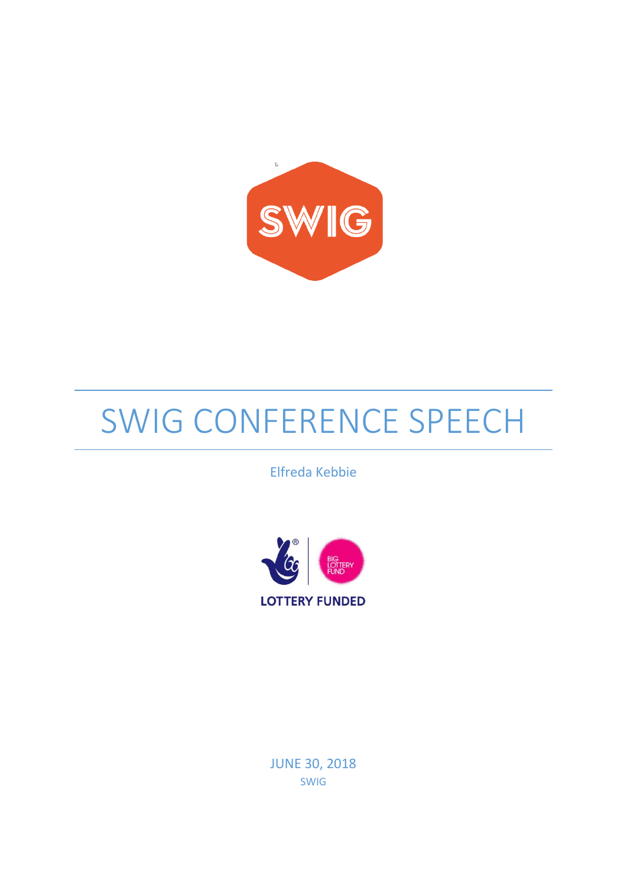SWIG

# SWIG CONFERENCE SPEECH

Elfreda Kebbie

BIG LOTTERY FUND

LOTTERY FUNDED

JUNE 30, 2018

SWIG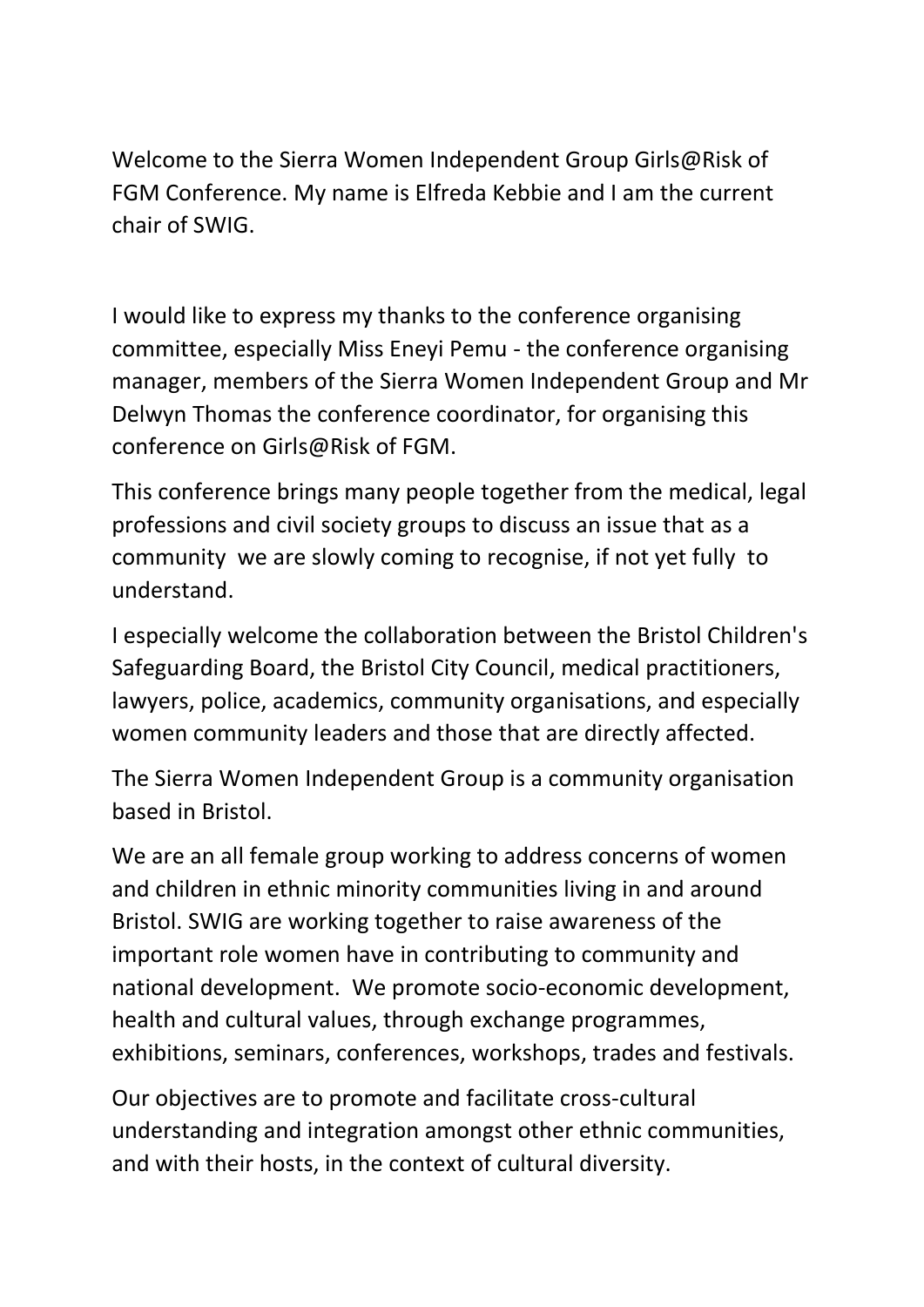Welcome to the Sierra Women Independent Group Girls@Risk of FGM Conference. My name is Elfreda Kebbie and I am the current chair of SWIG.

I would like to express my thanks to the conference organising committee, especially Miss Eneyi Pemu - the conference organising manager, members of the Sierra Women Independent Group and Mr Delwyn Thomas the conference coordinator, for organising this conference on Girls@Risk of FGM.

This conference brings many people together from the medical, legal professions and civil society groups to discuss an issue that as a community we are slowly coming to recognise, if not yet fully to understand.

I especially welcome the collaboration between the Bristol Children's Safeguarding Board, the Bristol City Council, medical practitioners, lawyers, police, academics, community organisations, and especially women community leaders and those that are directly affected.

The Sierra Women Independent Group is a community organisation based in Bristol.

We are an all female group working to address concerns of women and children in ethnic minority communities living in and around Bristol. SWIG are working together to raise awareness of the important role women have in contributing to community and national development. We promote socio-economic development, health and cultural values, through exchange programmes, exhibitions, seminars, conferences, workshops, trades and festivals.

Our objectives are to promote and facilitate cross-cultural understanding and integration amongst other ethnic communities, and with their hosts, in the context of cultural diversity.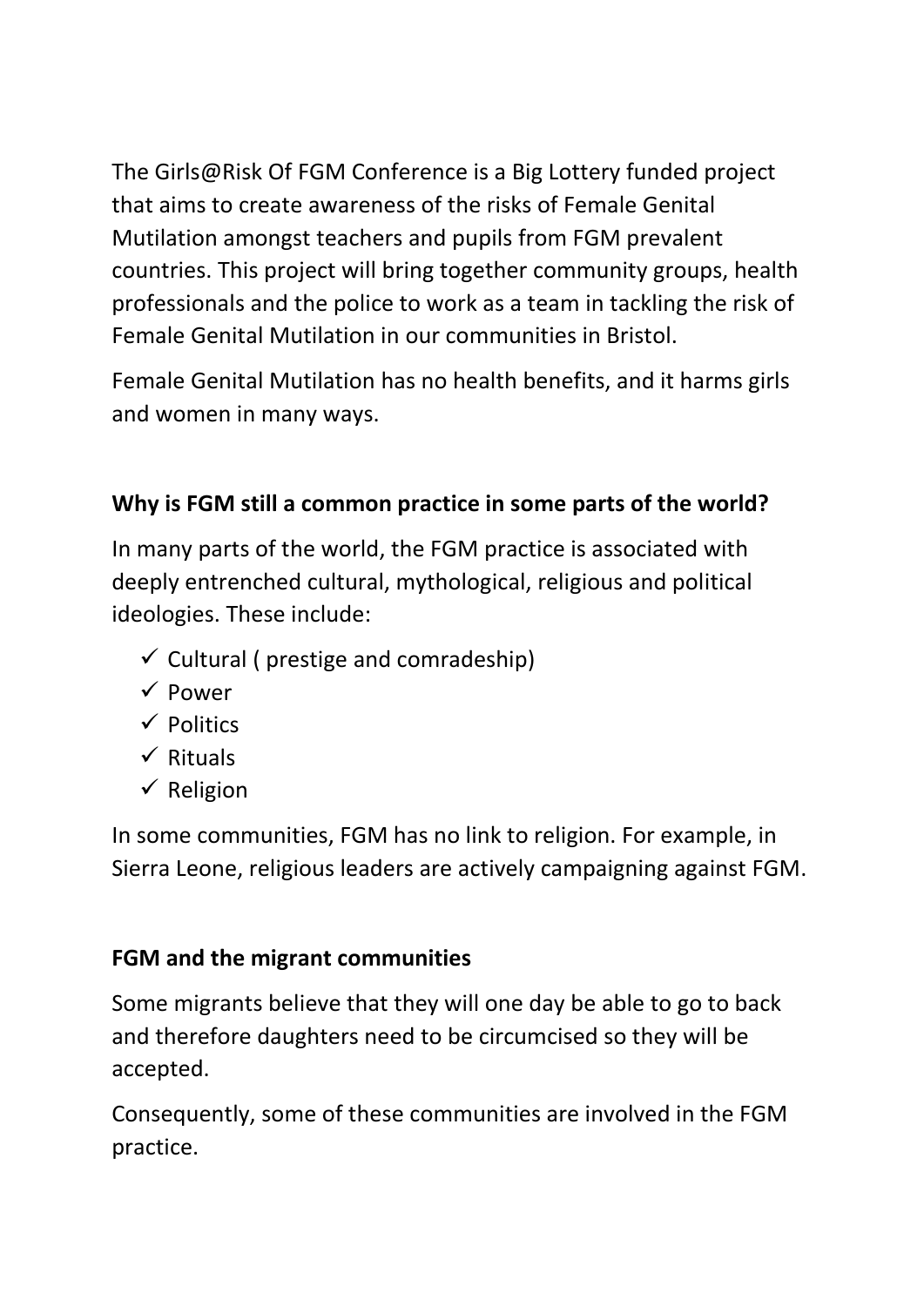The Girls@Risk Of FGM Conference is a Big Lottery funded project that aims to create awareness of the risks of Female Genital Mutilation amongst teachers and pupils from FGM prevalent countries. This project will bring together community groups, health professionals and the police to work as a team in tackling the risk of Female Genital Mutilation in our communities in Bristol.

Female Genital Mutilation has no health benefits, and it harms girls and women in many ways.

**Why is FGM still a common practice in some parts of the world?**

In many parts of the world, the FGM practice is associated with deeply entrenched cultural, mythological, religious and political ideologies. These include:

- ✓ Cultural ( prestige and comradeship)
- ✓ Power
- ✓ Politics
- ✓ Rituals
- ✓ Religion

In some communities, FGM has no link to religion. For example, in Sierra Leone, religious leaders are actively campaigning against FGM.

**FGM and the migrant communities**

Some migrants believe that they will one day be able to go to back and therefore daughters need to be circumcised so they will be accepted.

Consequently, some of these communities are involved in the FGM practice.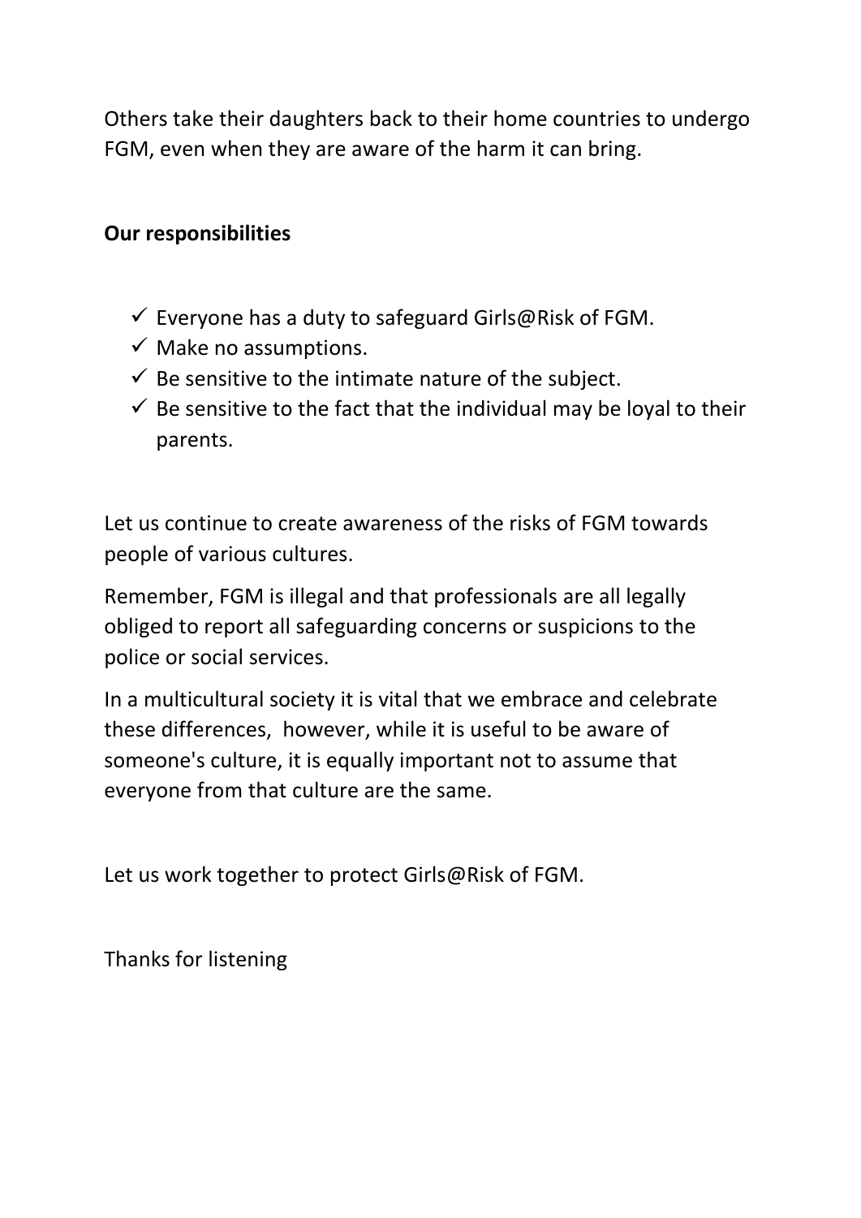Others take their daughters back to their home countries to undergo FGM, even when they are aware of the harm it can bring.

**Our responsibilities**

- ✓ Everyone has a duty to safeguard Girls@Risk of FGM.
- ✓ Make no assumptions.
- ✓ Be sensitive to the intimate nature of the subject.
- ✓ Be sensitive to the fact that the individual may be loyal to their parents.

Let us continue to create awareness of the risks of FGM towards people of various cultures.

Remember, FGM is illegal and that professionals are all legally obliged to report all safeguarding concerns or suspicions to the police or social services.

In a multicultural society it is vital that we embrace and celebrate these differences, however, while it is useful to be aware of someone's culture, it is equally important not to assume that everyone from that culture are the same.

Let us work together to protect Girls@Risk of FGM.

Thanks for listening